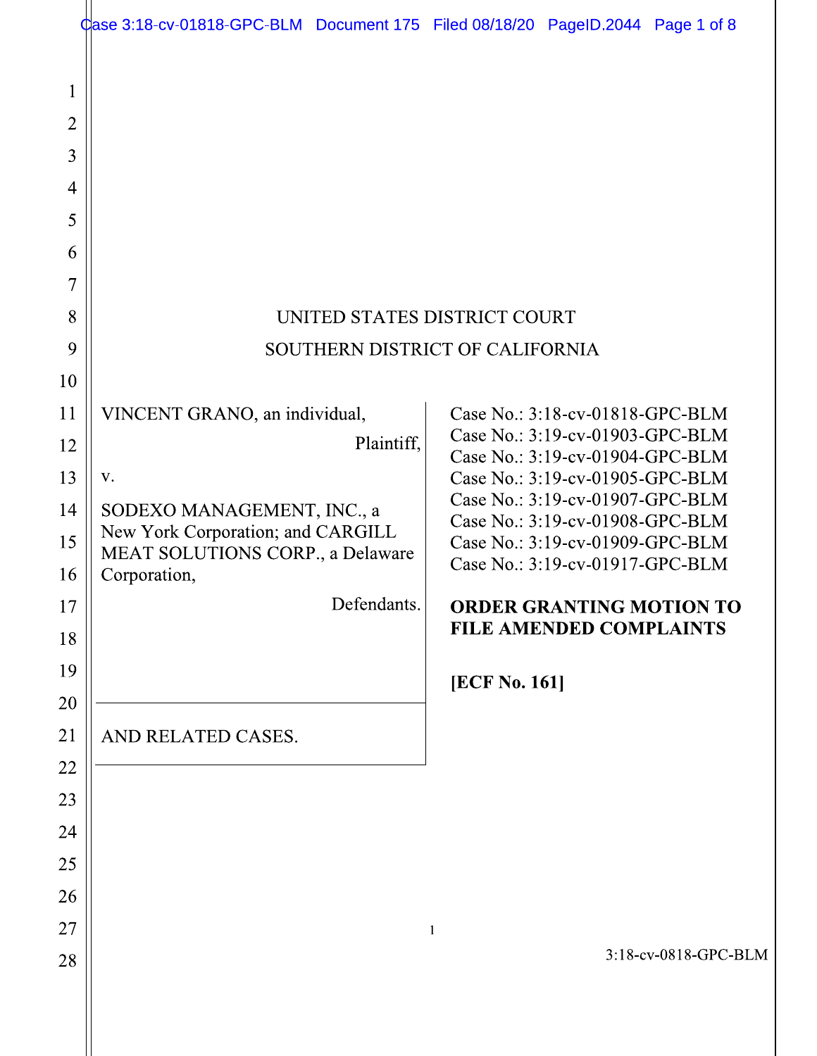UNITED STATES DISTRICT COURT

SOUTHERN DISTRICT OF CALIFORNIA

VINCENT GRANO, an individual,

Plaintiff,

v.

SODEXO MANAGEMENT, INC., a New York Corporation; and CARGILL MEAT SOLUTIONS CORP., a Delaware Corporation,

Defendants.

AND RELATED CASES.

Case No.: 3:18-cv-01818-GPC-BLM
Case No.: 3:19-cv-01903-GPC-BLM
Case No.: 3:19-cv-01904-GPC-BLM
Case No.: 3:19-cv-01905-GPC-BLM
Case No.: 3:19-cv-01907-GPC-BLM
Case No.: 3:19-cv-01908-GPC-BLM
Case No.: 3:19-cv-01909-GPC-BLM
Case No.: 3:19-cv-01917-GPC-BLM

**ORDER GRANTING MOTION TO FILE AMENDED COMPLAINTS**

**[ECF No. 161]**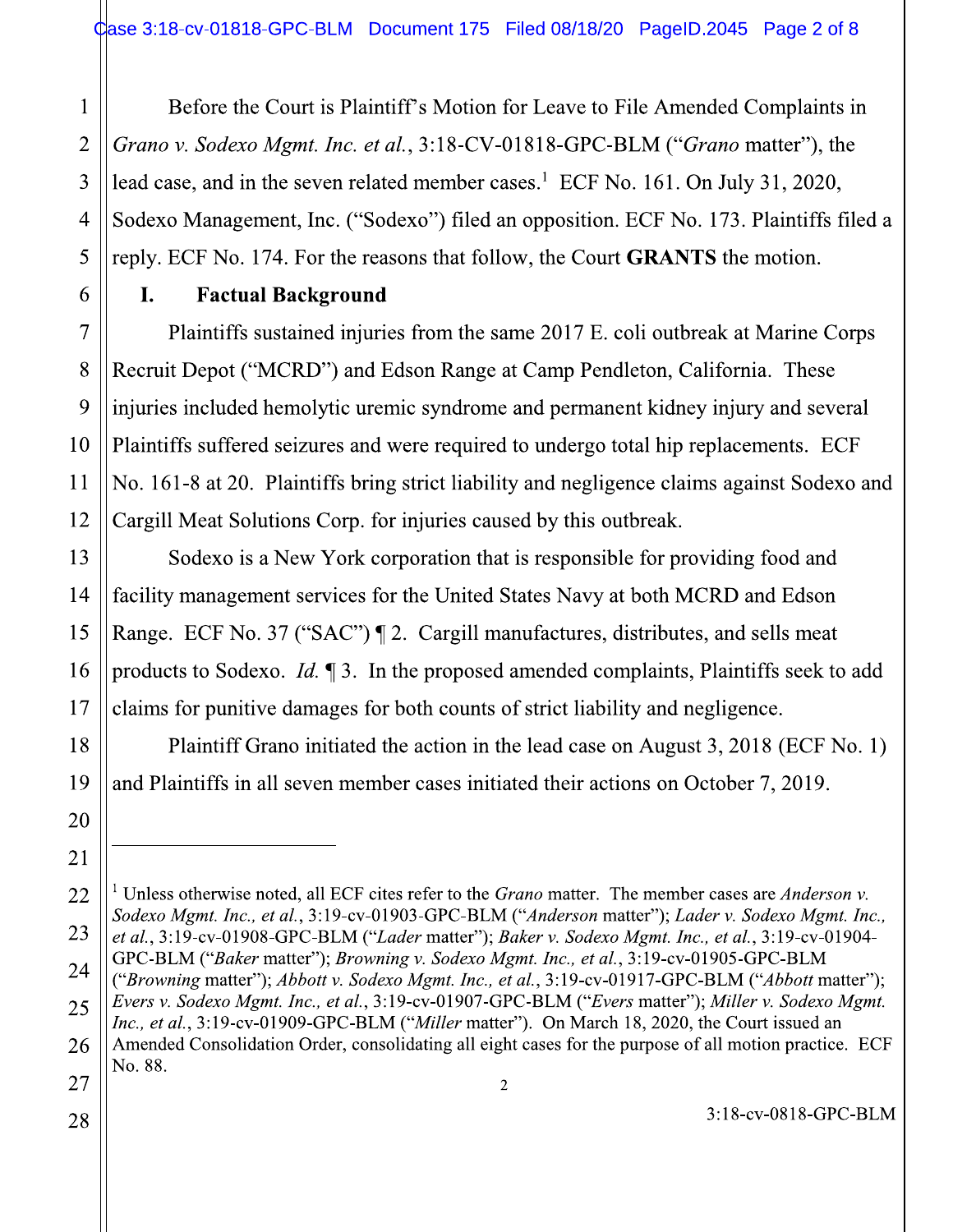Before the Court is Plaintiff's Motion for Leave to File Amended Complaints in *Grano v. Sodexo Mgmt. Inc. et al.*, 3:18-CV-01818-GPC-BLM ("*Grano* matter"), the lead case, and in the seven related member cases.[1] ECF No. 161. On July 31, 2020, Sodexo Management, Inc. ("Sodexo") filed an opposition. ECF No. 173. Plaintiffs filed a reply. ECF No. 174. For the reasons that follow, the Court **GRANTS** the motion.

## I. Factual Background

Plaintiffs sustained injuries from the same 2017 E. coli outbreak at Marine Corps Recruit Depot ("MCRD") and Edson Range at Camp Pendleton, California. These injuries included hemolytic uremic syndrome and permanent kidney injury and several Plaintiffs suffered seizures and were required to undergo total hip replacements. ECF No. 161-8 at 20. Plaintiffs bring strict liability and negligence claims against Sodexo and Cargill Meat Solutions Corp. for injuries caused by this outbreak.

Sodexo is a New York corporation that is responsible for providing food and facility management services for the United States Navy at both MCRD and Edson Range. ECF No. 37 ("SAC") ¶ 2. Cargill manufactures, distributes, and sells meat products to Sodexo. *Id.* ¶ 3. In the proposed amended complaints, Plaintiffs seek to add claims for punitive damages for both counts of strict liability and negligence.

Plaintiff Grano initiated the action in the lead case on August 3, 2018 (ECF No. 1) and Plaintiffs in all seven member cases initiated their actions on October 7, 2019.

---

[1] Unless otherwise noted, all ECF cites refer to the *Grano* matter. The member cases are *Anderson v. Sodexo Mgmt. Inc., et al.*, 3:19-cv-01903-GPC-BLM ("*Anderson* matter"); *Lader v. Sodexo Mgmt. Inc., et al.*, 3:19-cv-01908-GPC-BLM ("*Lader* matter"); *Baker v. Sodexo Mgmt. Inc., et al.*, 3:19-cv-01904-GPC-BLM ("*Baker* matter"); *Browning v. Sodexo Mgmt. Inc., et al.*, 3:19-cv-01905-GPC-BLM ("*Browning* matter"); *Abbott v. Sodexo Mgmt. Inc., et al.*, 3:19-cv-01917-GPC-BLM ("*Abbott* matter"); *Evers v. Sodexo Mgmt. Inc., et al.*, 3:19-cv-01907-GPC-BLM ("*Evers* matter"); *Miller v. Sodexo Mgmt. Inc., et al.*, 3:19-cv-01909-GPC-BLM ("*Miller* matter"). On March 18, 2020, the Court issued an Amended Consolidation Order, consolidating all eight cases for the purpose of all motion practice. ECF No. 88.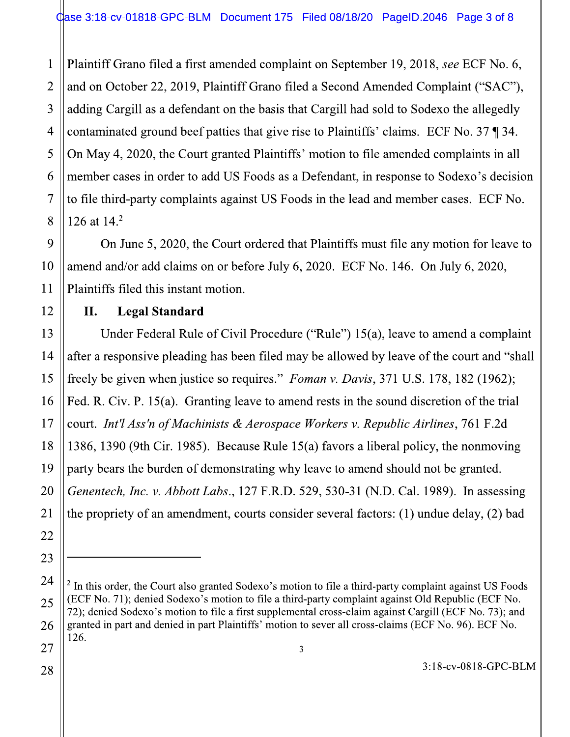Plaintiff Grano filed a first amended complaint on September 19, 2018, *see* ECF No. 6, and on October 22, 2019, Plaintiff Grano filed a Second Amended Complaint ("SAC"), adding Cargill as a defendant on the basis that Cargill had sold to Sodexo the allegedly contaminated ground beef patties that give rise to Plaintiffs' claims. ECF No. 37 ¶ 34. On May 4, 2020, the Court granted Plaintiffs' motion to file amended complaints in all member cases in order to add US Foods as a Defendant, in response to Sodexo's decision to file third-party complaints against US Foods in the lead and member cases. ECF No. 126 at 14.[2]

On June 5, 2020, the Court ordered that Plaintiffs must file any motion for leave to amend and/or add claims on or before July 6, 2020. ECF No. 146. On July 6, 2020, Plaintiffs filed this instant motion.

## II. Legal Standard

Under Federal Rule of Civil Procedure ("Rule") 15(a), leave to amend a complaint after a responsive pleading has been filed may be allowed by leave of the court and "shall freely be given when justice so requires." *Foman v. Davis*, 371 U.S. 178, 182 (1962); Fed. R. Civ. P. 15(a). Granting leave to amend rests in the sound discretion of the trial court. *Int'l Ass'n of Machinists & Aerospace Workers v. Republic Airlines*, 761 F.2d 1386, 1390 (9th Cir. 1985). Because Rule 15(a) favors a liberal policy, the nonmoving party bears the burden of demonstrating why leave to amend should not be granted. *Genentech, Inc. v. Abbott Labs*., 127 F.R.D. 529, 530-31 (N.D. Cal. 1989). In assessing the propriety of an amendment, courts consider several factors: (1) undue delay, (2) bad

---

[2] In this order, the Court also granted Sodexo's motion to file a third-party complaint against US Foods (ECF No. 71); denied Sodexo's motion to file a third-party complaint against Old Republic (ECF No. 72); denied Sodexo's motion to file a first supplemental cross-claim against Cargill (ECF No. 73); and granted in part and denied in part Plaintiffs' motion to sever all cross-claims (ECF No. 96). ECF No. 126.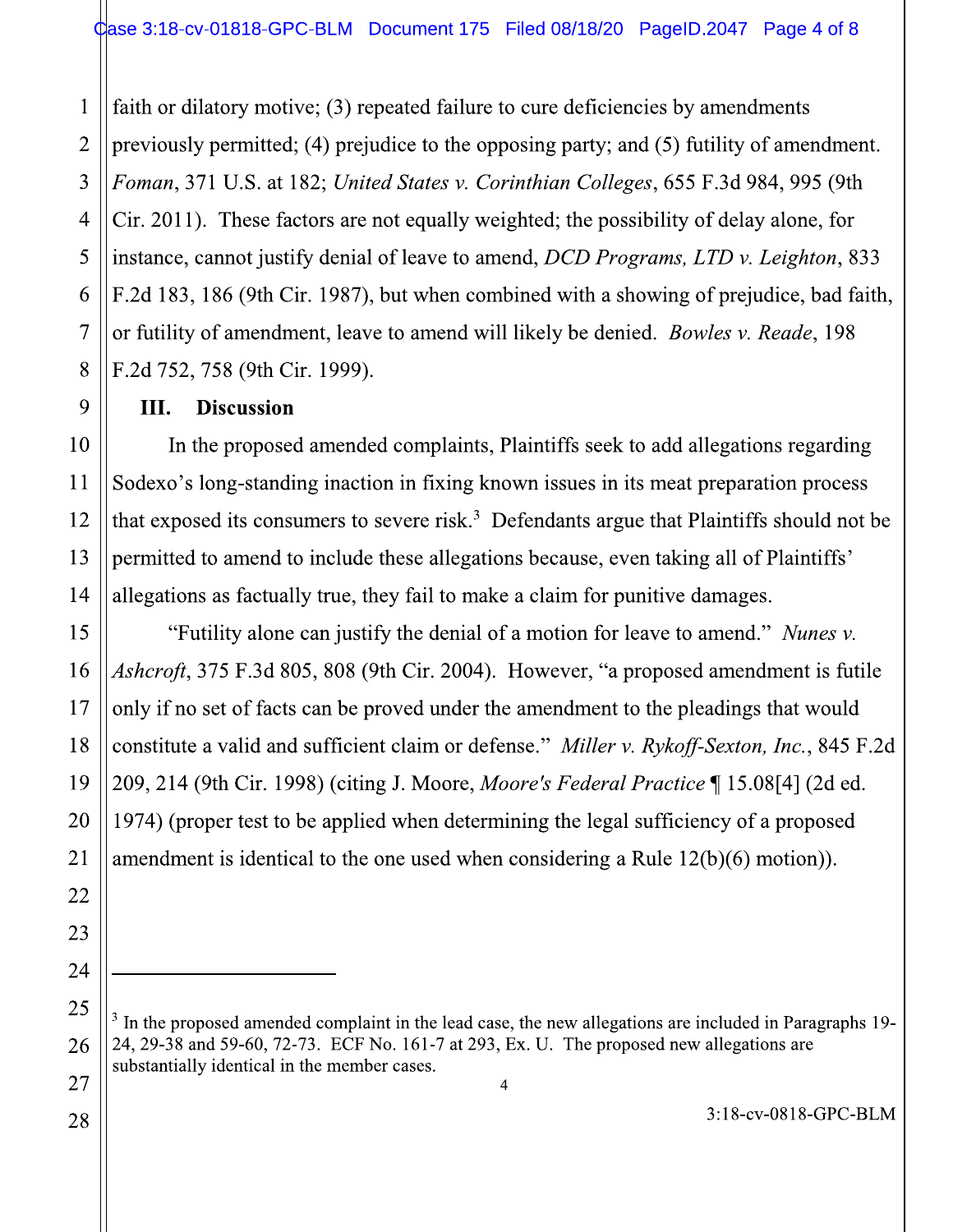faith or dilatory motive; (3) repeated failure to cure deficiencies by amendments previously permitted; (4) prejudice to the opposing party; and (5) futility of amendment. *Foman*, 371 U.S. at 182; *United States v. Corinthian Colleges*, 655 F.3d 984, 995 (9th Cir. 2011). These factors are not equally weighted; the possibility of delay alone, for instance, cannot justify denial of leave to amend, *DCD Programs, LTD v. Leighton*, 833 F.2d 183, 186 (9th Cir. 1987), but when combined with a showing of prejudice, bad faith, or futility of amendment, leave to amend will likely be denied. *Bowles v. Reade*, 198 F.2d 752, 758 (9th Cir. 1999).

## III. Discussion

In the proposed amended complaints, Plaintiffs seek to add allegations regarding Sodexo's long-standing inaction in fixing known issues in its meat preparation process that exposed its consumers to severe risk.[3] Defendants argue that Plaintiffs should not be permitted to amend to include these allegations because, even taking all of Plaintiffs' allegations as factually true, they fail to make a claim for punitive damages.

"Futility alone can justify the denial of a motion for leave to amend." *Nunes v. Ashcroft*, 375 F.3d 805, 808 (9th Cir. 2004). However, "a proposed amendment is futile only if no set of facts can be proved under the amendment to the pleadings that would constitute a valid and sufficient claim or defense." *Miller v. Rykoff-Sexton, Inc.*, 845 F.2d 209, 214 (9th Cir. 1998) (citing J. Moore, *Moore's Federal Practice* ¶ 15.08[4] (2d ed. 1974) (proper test to be applied when determining the legal sufficiency of a proposed amendment is identical to the one used when considering a Rule 12(b)(6) motion)).

---

[3] In the proposed amended complaint in the lead case, the new allegations are included in Paragraphs 19-24, 29-38 and 59-60, 72-73. ECF No. 161-7 at 293, Ex. U. The proposed new allegations are substantially identical in the member cases.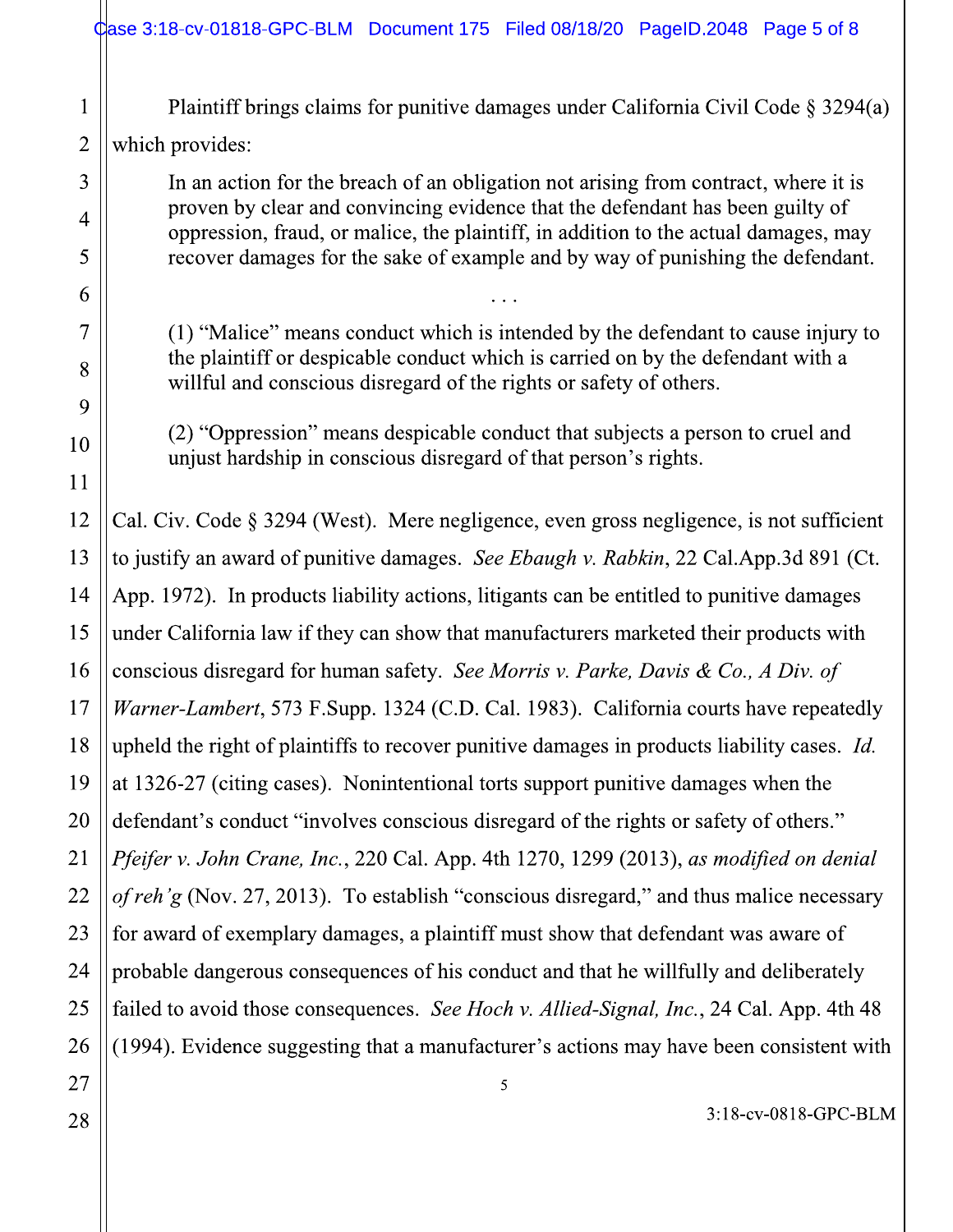Plaintiff brings claims for punitive damages under California Civil Code § 3294(a) which provides:

> In an action for the breach of an obligation not arising from contract, where it is proven by clear and convincing evidence that the defendant has been guilty of oppression, fraud, or malice, the plaintiff, in addition to the actual damages, may recover damages for the sake of example and by way of punishing the defendant.
>
> . . .
>
> (1) "Malice" means conduct which is intended by the defendant to cause injury to the plaintiff or despicable conduct which is carried on by the defendant with a willful and conscious disregard of the rights or safety of others.
>
> (2) "Oppression" means despicable conduct that subjects a person to cruel and unjust hardship in conscious disregard of that person's rights.

Cal. Civ. Code § 3294 (West). Mere negligence, even gross negligence, is not sufficient to justify an award of punitive damages. *See Ebaugh v. Rabkin*, 22 Cal.App.3d 891 (Ct. App. 1972). In products liability actions, litigants can be entitled to punitive damages under California law if they can show that manufacturers marketed their products with conscious disregard for human safety. *See Morris v. Parke, Davis & Co., A Div. of Warner-Lambert*, 573 F.Supp. 1324 (C.D. Cal. 1983). California courts have repeatedly upheld the right of plaintiffs to recover punitive damages in products liability cases. *Id.* at 1326-27 (citing cases). Nonintentional torts support punitive damages when the defendant's conduct "involves conscious disregard of the rights or safety of others." *Pfeifer v. John Crane, Inc.*, 220 Cal. App. 4th 1270, 1299 (2013), *as modified on denial of reh'g* (Nov. 27, 2013). To establish "conscious disregard," and thus malice necessary for award of exemplary damages, a plaintiff must show that defendant was aware of probable dangerous consequences of his conduct and that he willfully and deliberately failed to avoid those consequences. *See Hoch v. Allied-Signal, Inc.*, 24 Cal. App. 4th 48 (1994). Evidence suggesting that a manufacturer's actions may have been consistent with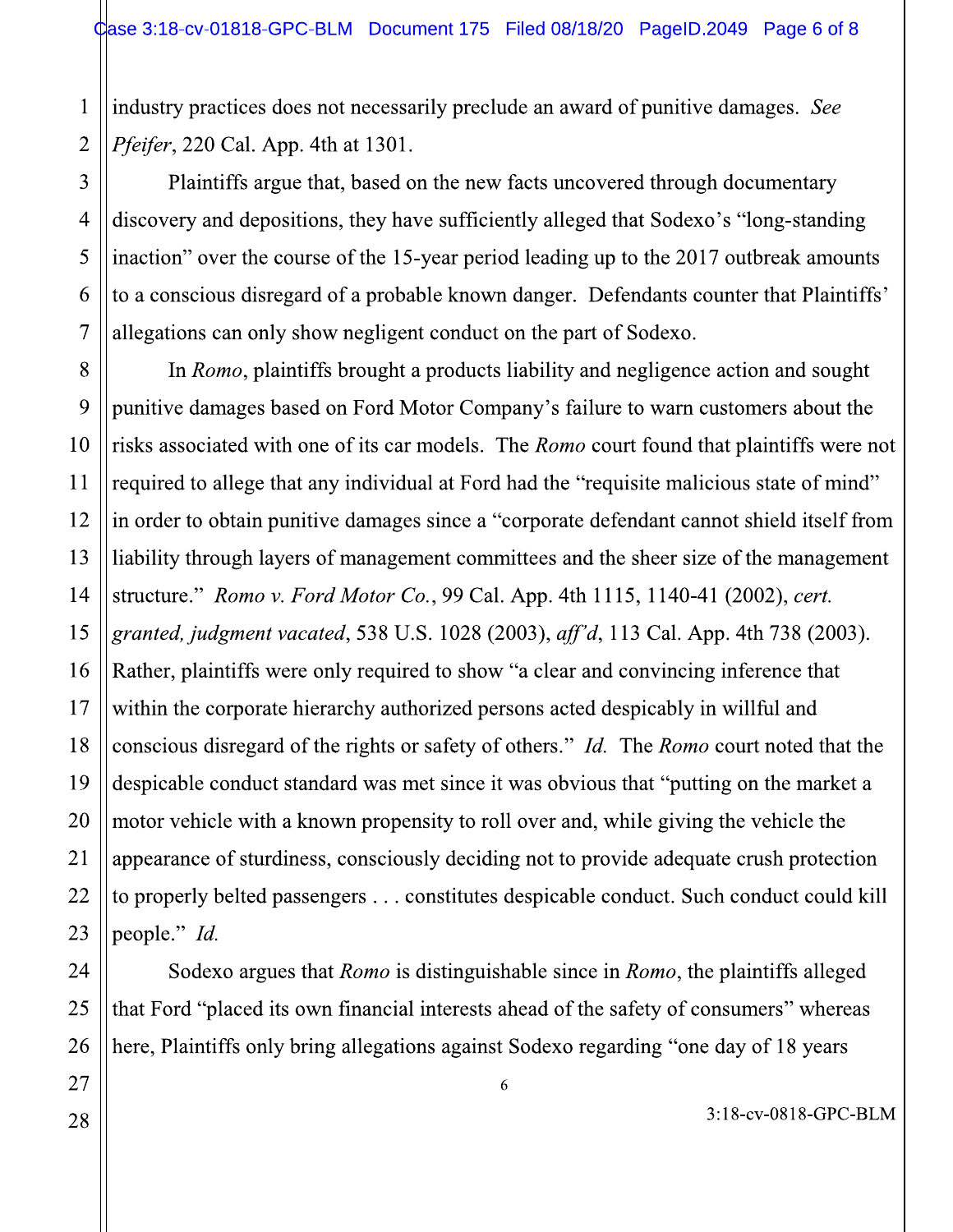industry practices does not necessarily preclude an award of punitive damages. *See Pfeifer*, 220 Cal. App. 4th at 1301.

Plaintiffs argue that, based on the new facts uncovered through documentary discovery and depositions, they have sufficiently alleged that Sodexo's "long-standing inaction" over the course of the 15-year period leading up to the 2017 outbreak amounts to a conscious disregard of a probable known danger. Defendants counter that Plaintiffs' allegations can only show negligent conduct on the part of Sodexo.

In *Romo*, plaintiffs brought a products liability and negligence action and sought punitive damages based on Ford Motor Company's failure to warn customers about the risks associated with one of its car models. The *Romo* court found that plaintiffs were not required to allege that any individual at Ford had the "requisite malicious state of mind" in order to obtain punitive damages since a "corporate defendant cannot shield itself from liability through layers of management committees and the sheer size of the management structure." *Romo v. Ford Motor Co.*, 99 Cal. App. 4th 1115, 1140-41 (2002), *cert. granted, judgment vacated*, 538 U.S. 1028 (2003), *aff'd*, 113 Cal. App. 4th 738 (2003). Rather, plaintiffs were only required to show "a clear and convincing inference that within the corporate hierarchy authorized persons acted despicably in willful and conscious disregard of the rights or safety of others." *Id.* The *Romo* court noted that the despicable conduct standard was met since it was obvious that "putting on the market a motor vehicle with a known propensity to roll over and, while giving the vehicle the appearance of sturdiness, consciously deciding not to provide adequate crush protection to properly belted passengers . . . constitutes despicable conduct. Such conduct could kill people." *Id.*

Sodexo argues that *Romo* is distinguishable since in *Romo*, the plaintiffs alleged that Ford "placed its own financial interests ahead of the safety of consumers" whereas here, Plaintiffs only bring allegations against Sodexo regarding "one day of 18 years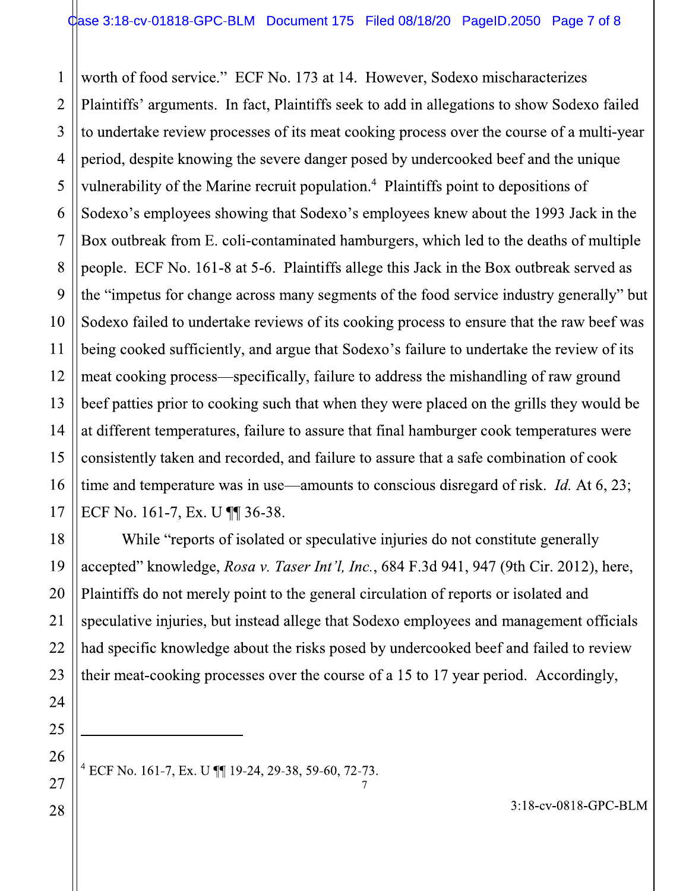worth of food service." ECF No. 173 at 14. However, Sodexo mischaracterizes Plaintiffs' arguments. In fact, Plaintiffs seek to add in allegations to show Sodexo failed to undertake review processes of its meat cooking process over the course of a multi-year period, despite knowing the severe danger posed by undercooked beef and the unique vulnerability of the Marine recruit population.[4] Plaintiffs point to depositions of Sodexo's employees showing that Sodexo's employees knew about the 1993 Jack in the Box outbreak from E. coli-contaminated hamburgers, which led to the deaths of multiple people. ECF No. 161-8 at 5-6. Plaintiffs allege this Jack in the Box outbreak served as the "impetus for change across many segments of the food service industry generally" but Sodexo failed to undertake reviews of its cooking process to ensure that the raw beef was being cooked sufficiently, and argue that Sodexo's failure to undertake the review of its meat cooking process—specifically, failure to address the mishandling of raw ground beef patties prior to cooking such that when they were placed on the grills they would be at different temperatures, failure to assure that final hamburger cook temperatures were consistently taken and recorded, and failure to assure that a safe combination of cook time and temperature was in use—amounts to conscious disregard of risk. *Id.* At 6, 23; ECF No. 161-7, Ex. U ¶¶ 36-38.

While "reports of isolated or speculative injuries do not constitute generally accepted" knowledge, *Rosa v. Taser Int'l, Inc.*, 684 F.3d 941, 947 (9th Cir. 2012), here, Plaintiffs do not merely point to the general circulation of reports or isolated and speculative injuries, but instead allege that Sodexo employees and management officials had specific knowledge about the risks posed by undercooked beef and failed to review their meat-cooking processes over the course of a 15 to 17 year period. Accordingly,

---

[4] ECF No. 161-7, Ex. U ¶¶ 19-24, 29-38, 59-60, 72-73.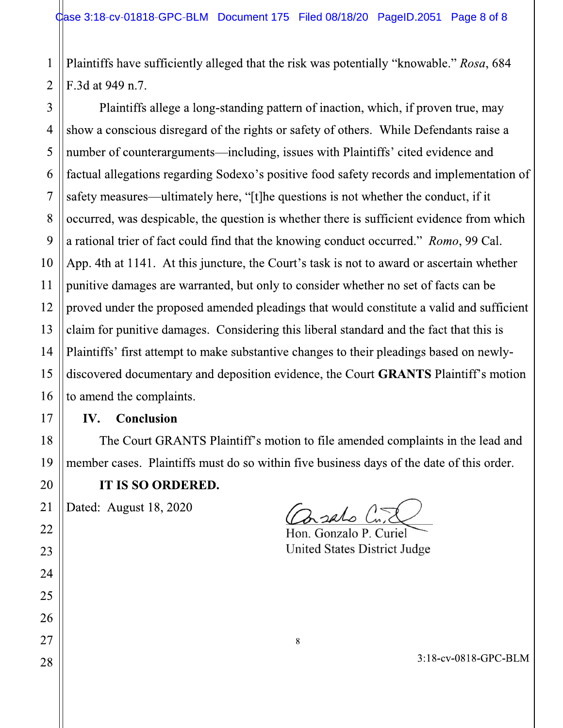Plaintiffs have sufficiently alleged that the risk was potentially "knowable." *Rosa*, 684 F.3d at 949 n.7.

Plaintiffs allege a long-standing pattern of inaction, which, if proven true, may show a conscious disregard of the rights or safety of others. While Defendants raise a number of counterarguments—including, issues with Plaintiffs' cited evidence and factual allegations regarding Sodexo's positive food safety records and implementation of safety measures—ultimately here, "[t]he questions is not whether the conduct, if it occurred, was despicable, the question is whether there is sufficient evidence from which a rational trier of fact could find that the knowing conduct occurred." *Romo*, 99 Cal. App. 4th at 1141. At this juncture, the Court's task is not to award or ascertain whether punitive damages are warranted, but only to consider whether no set of facts can be proved under the proposed amended pleadings that would constitute a valid and sufficient claim for punitive damages. Considering this liberal standard and the fact that this is Plaintiffs' first attempt to make substantive changes to their pleadings based on newly-discovered documentary and deposition evidence, the Court **GRANTS** Plaintiff's motion to amend the complaints.

## IV. Conclusion

The Court GRANTS Plaintiff's motion to file amended complaints in the lead and member cases. Plaintiffs must do so within five business days of the date of this order.

**IT IS SO ORDERED.**

Dated: August 18, 2020

Hon. Gonzalo P. Curiel
United States District Judge